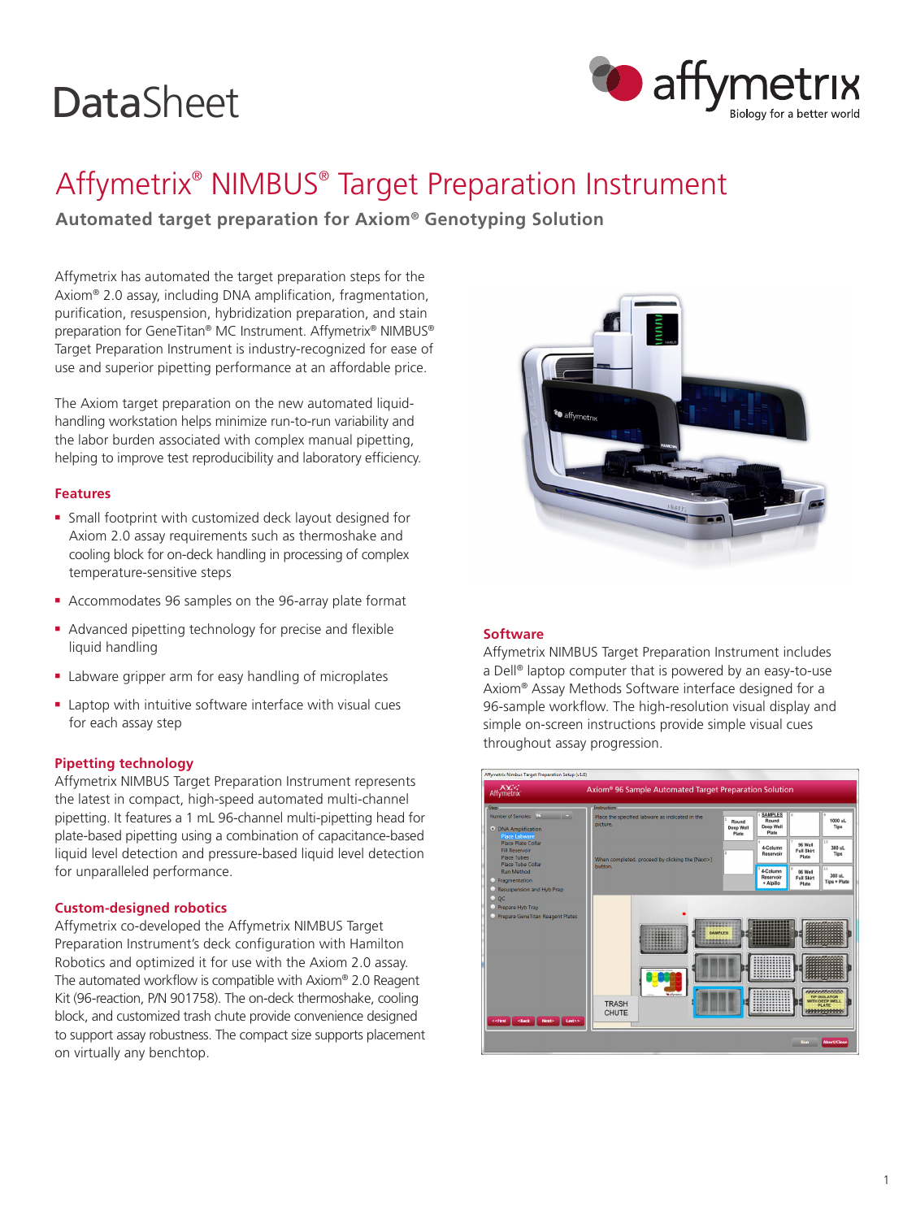DataSheet

# Affymetrix® NIMBUS® Target Preparation Instrument

## Automated target preparation for Axiom® Genotyping Solution

Affymetrix has automated the target preparation steps for the Axiom® 2.0 assay, including DNA amplification, fragmentation, purification, resuspension, hybridization preparation, and stain preparation for GeneTitan® MC Instrument. Affymetrix® NIMBUS® Target Preparation Instrument is industry-recognized for ease of use and superior pipetting performance at an affordable price.

The Axiom target preparation on the new automated liquid-handling workstation helps minimize run-to-run variability and the labor burden associated with complex manual pipetting, helping to improve test reproducibility and laboratory efficiency.

### Features

- Small footprint with customized deck layout designed for Axiom 2.0 assay requirements such as thermoshake and cooling block for on-deck handling in processing of complex temperature-sensitive steps
- Accommodates 96 samples on the 96-array plate format
- Advanced pipetting technology for precise and flexible liquid handling
- Labware gripper arm for easy handling of microplates
- Laptop with intuitive software interface with visual cues for each assay step

### Pipetting technology

Affymetrix NIMBUS Target Preparation Instrument represents the latest in compact, high-speed automated multi-channel pipetting. It features a 1 mL 96-channel multi-pipetting head for plate-based pipetting using a combination of capacitance-based liquid level detection and pressure-based liquid level detection for unparalleled performance.

### Custom-designed robotics

Affymetrix co-developed the Affymetrix NIMBUS Target Preparation Instrument's deck configuration with Hamilton Robotics and optimized it for use with the Axiom 2.0 assay. The automated workflow is compatible with Axiom® 2.0 Reagent Kit (96-reaction, P/N 901758). The on-deck thermoshake, cooling block, and customized trash chute provide convenience designed to support assay robustness. The compact size supports placement on virtually any benchtop.

### Software

Affymetrix NIMBUS Target Preparation Instrument includes a Dell® laptop computer that is powered by an easy-to-use Axiom® Assay Methods Software interface designed for a 96-sample workflow. The high-resolution visual display and simple on-screen instructions provide simple visual cues throughout assay progression.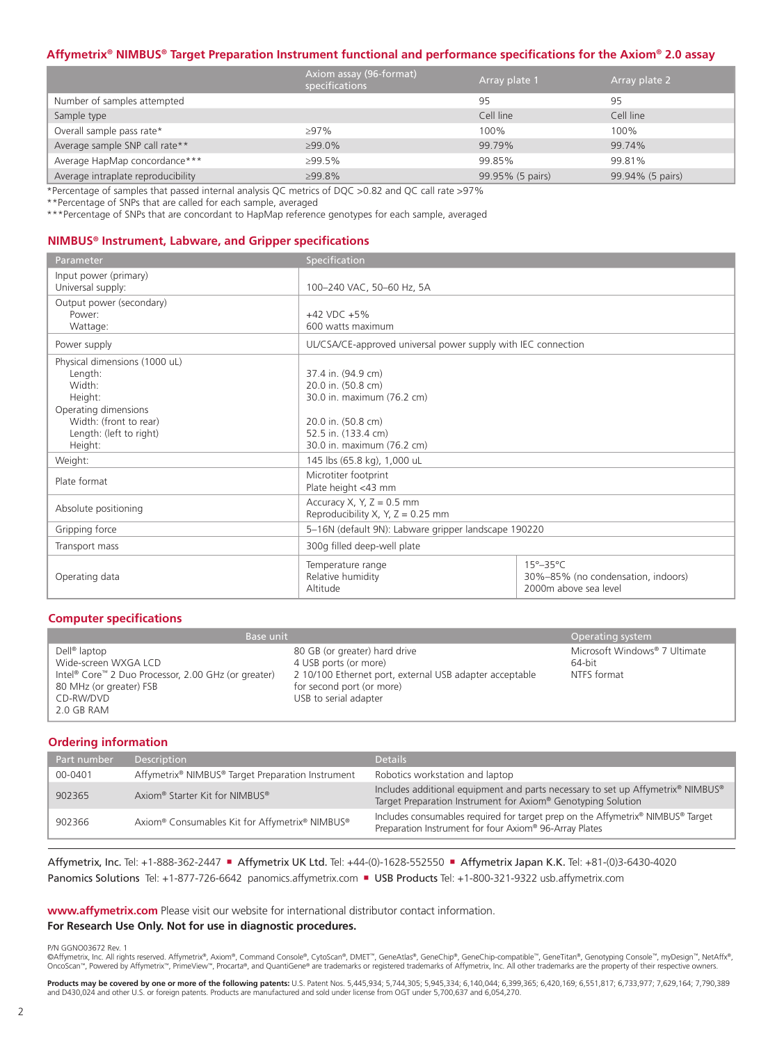## Affymetrix® NIMBUS® Target Preparation Instrument functional and performance specifications for the Axiom® 2.0 assay

| | Axiom assay (96-format) specifications | Array plate 1 | Array plate 2 |
|---|---|---|---|
| Number of samples attempted | | 95 | 95 |
| Sample type | | Cell line | Cell line |
| Overall sample pass rate* | ≥97% | 100% | 100% |
| Average sample SNP call rate** | ≥99.0% | 99.79% | 99.74% |
| Average HapMap concordance*** | ≥99.5% | 99.85% | 99.81% |
| Average intraplate reproducibility | ≥99.8% | 99.95% (5 pairs) | 99.94% (5 pairs) |

*Percentage of samples that passed internal analysis QC metrics of DQC >0.82 and QC call rate >97%

**Percentage of SNPs that are called for each sample, averaged

***Percentage of SNPs that are concordant to HapMap reference genotypes for each sample, averaged

## NIMBUS® Instrument, Labware, and Gripper specifications

| Parameter | Specification | |
|---|---|---|
| Input power (primary)<br>Universal supply: | 100–240 VAC, 50–60 Hz, 5A | |
| Output power (secondary)<br>Power:<br>Wattage: | +42 VDC +5%<br>600 watts maximum | |
| Power supply | UL/CSA/CE-approved universal power supply with IEC connection | |
| Physical dimensions (1000 uL)<br>Length:<br>Width:<br>Height:<br>Operating dimensions<br>Width: (front to rear)<br>Length: (left to right)<br>Height: | 37.4 in. (94.9 cm)<br>20.0 in. (50.8 cm)<br>30.0 in. maximum (76.2 cm)<br><br>20.0 in. (50.8 cm)<br>52.5 in. (133.4 cm)<br>30.0 in. maximum (76.2 cm) | |
| Weight: | 145 lbs (65.8 kg), 1,000 uL | |
| Plate format | Microtiter footprint<br>Plate height <43 mm | |
| Absolute positioning | Accuracy X, Y, Z = 0.5 mm<br>Reproducibility X, Y, Z = 0.25 mm | |
| Gripping force | 5–16N (default 9N): Labware gripper landscape 190220 | |
| Transport mass | 300g filled deep-well plate | |
| Operating data | Temperature range<br>Relative humidity<br>Altitude | 15°–35°C<br>30%–85% (no condensation, indoors)<br>2000m above sea level |

## Computer specifications

| Base unit | | Operating system |
|---|---|---|
| Dell® laptop<br>Wide-screen WXGA LCD<br>Intel® Core™ 2 Duo Processor, 2.00 GHz (or greater)<br>80 MHz (or greater) FSB<br>CD-RW/DVD<br>2.0 GB RAM | 80 GB (or greater) hard drive<br>4 USB ports (or more)<br>2 10/100 Ethernet port, external USB adapter acceptable for second port (or more)<br>USB to serial adapter | Microsoft Windows® 7 Ultimate<br>64-bit<br>NTFS format |

## Ordering information

| Part number | Description | Details |
|---|---|---|
| 00-0401 | Affymetrix® NIMBUS® Target Preparation Instrument | Robotics workstation and laptop |
| 902365 | Axiom® Starter Kit for NIMBUS® | Includes additional equipment and parts necessary to set up Affymetrix® NIMBUS® Target Preparation Instrument for Axiom® Genotyping Solution |
| 902366 | Axiom® Consumables Kit for Affymetrix® NIMBUS® | Includes consumables required for target prep on the Affymetrix® NIMBUS® Target Preparation Instrument for four Axiom® 96-Array Plates |

**Affymetrix, Inc.** Tel: +1-888-362-2447 ■ **Affymetrix UK Ltd.** Tel: +44-(0)-1628-552550 ■ **Affymetrix Japan K.K.** Tel: +81-(0)3-6430-4020

**Panomics Solutions** Tel: +1-877-726-6642 panomics.affymetrix.com ■ **USB Products** Tel: +1-800-321-9322 usb.affymetrix.com

**www.affymetrix.com** Please visit our website for international distributor contact information.

**For Research Use Only. Not for use in diagnostic procedures.**

P/N GGNO03672 Rev. 1

©Affymetrix, Inc. All rights reserved. Affymetrix®, Axiom®, Command Console®, CytoScan®, DMET™, GeneAtlas®, GeneChip®, GeneChip-compatible™, GeneTitan®, Genotyping Console™, myDesign™, NetAffx®, OncoScan™, Powered by Affymetrix™, PrimeView™, Procarta®, and QuantiGene® are trademarks or registered trademarks of Affymetrix, Inc. All other trademarks are the property of their respective owners.

**Products may be covered by one or more of the following patents:** U.S. Patent Nos. 5,445,934; 5,744,305; 5,945,334; 6,140,044; 6,399,365; 6,420,169; 6,551,817; 6,733,977; 7,629,164; 7,790,389 and D430,024 and other U.S. or foreign patents. Products are manufactured and sold under license from OGT under 5,700,637 and 6,054,270.